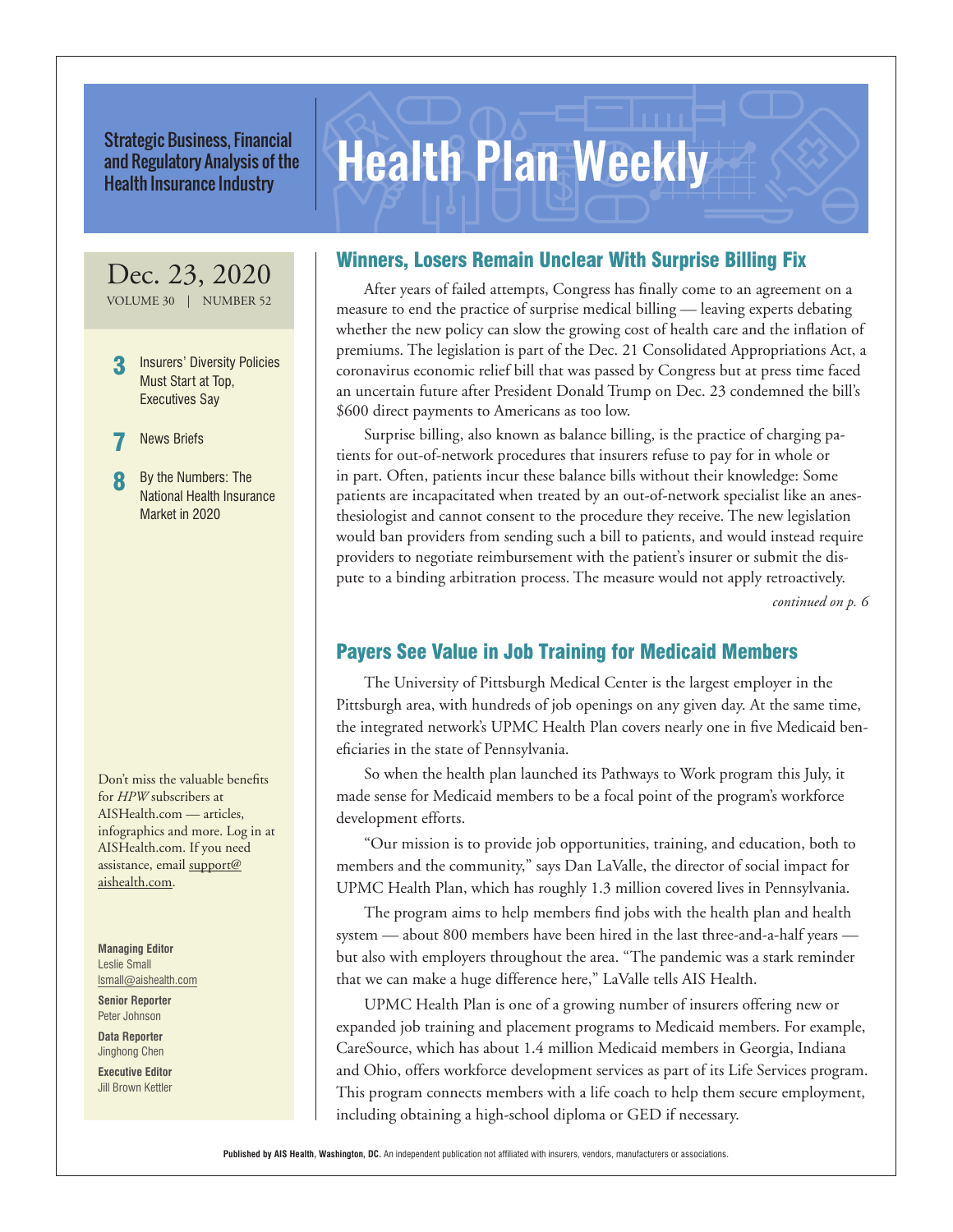Strategic Business, Financial and Regulatory Analysis of the Health Insurance Industry

# Health Plan Weekly

Dec. 23, 2020
VOLUME 30 | NUMBER 52

**3** Insurers' Diversity Policies Must Start at Top, Executives Say

**7** News Briefs

**8** By the Numbers: The National Health Insurance Market in 2020

Don't miss the valuable benefits for *HPW* subscribers at AISHealth.com — articles, infographics and more. Log in at AISHealth.com. If you need assistance, email support@aishealth.com.

**Managing Editor**
Leslie Small
lsmall@aishealth.com

**Senior Reporter**
Peter Johnson

**Data Reporter**
Jinghong Chen

**Executive Editor**
Jill Brown Kettler

## Winners, Losers Remain Unclear With Surprise Billing Fix

After years of failed attempts, Congress has finally come to an agreement on a measure to end the practice of surprise medical billing — leaving experts debating whether the new policy can slow the growing cost of health care and the inflation of premiums. The legislation is part of the Dec. 21 Consolidated Appropriations Act, a coronavirus economic relief bill that was passed by Congress but at press time faced an uncertain future after President Donald Trump on Dec. 23 condemned the bill's $600 direct payments to Americans as too low.

Surprise billing, also known as balance billing, is the practice of charging patients for out-of-network procedures that insurers refuse to pay for in whole or in part. Often, patients incur these balance bills without their knowledge: Some patients are incapacitated when treated by an out-of-network specialist like an anesthesiologist and cannot consent to the procedure they receive. The new legislation would ban providers from sending such a bill to patients, and would instead require providers to negotiate reimbursement with the patient's insurer or submit the dispute to a binding arbitration process. The measure would not apply retroactively.

*continued on p. 6*

## Payers See Value in Job Training for Medicaid Members

The University of Pittsburgh Medical Center is the largest employer in the Pittsburgh area, with hundreds of job openings on any given day. At the same time, the integrated network's UPMC Health Plan covers nearly one in five Medicaid beneficiaries in the state of Pennsylvania.

So when the health plan launched its Pathways to Work program this July, it made sense for Medicaid members to be a focal point of the program's workforce development efforts.

"Our mission is to provide job opportunities, training, and education, both to members and the community," says Dan LaValle, the director of social impact for UPMC Health Plan, which has roughly 1.3 million covered lives in Pennsylvania.

The program aims to help members find jobs with the health plan and health system — about 800 members have been hired in the last three-and-a-half years — but also with employers throughout the area. "The pandemic was a stark reminder that we can make a huge difference here," LaValle tells AIS Health.

UPMC Health Plan is one of a growing number of insurers offering new or expanded job training and placement programs to Medicaid members. For example, CareSource, which has about 1.4 million Medicaid members in Georgia, Indiana and Ohio, offers workforce development services as part of its Life Services program. This program connects members with a life coach to help them secure employment, including obtaining a high-school diploma or GED if necessary.

**Published by AIS Health, Washington, DC.** An independent publication not affiliated with insurers, vendors, manufacturers or associations.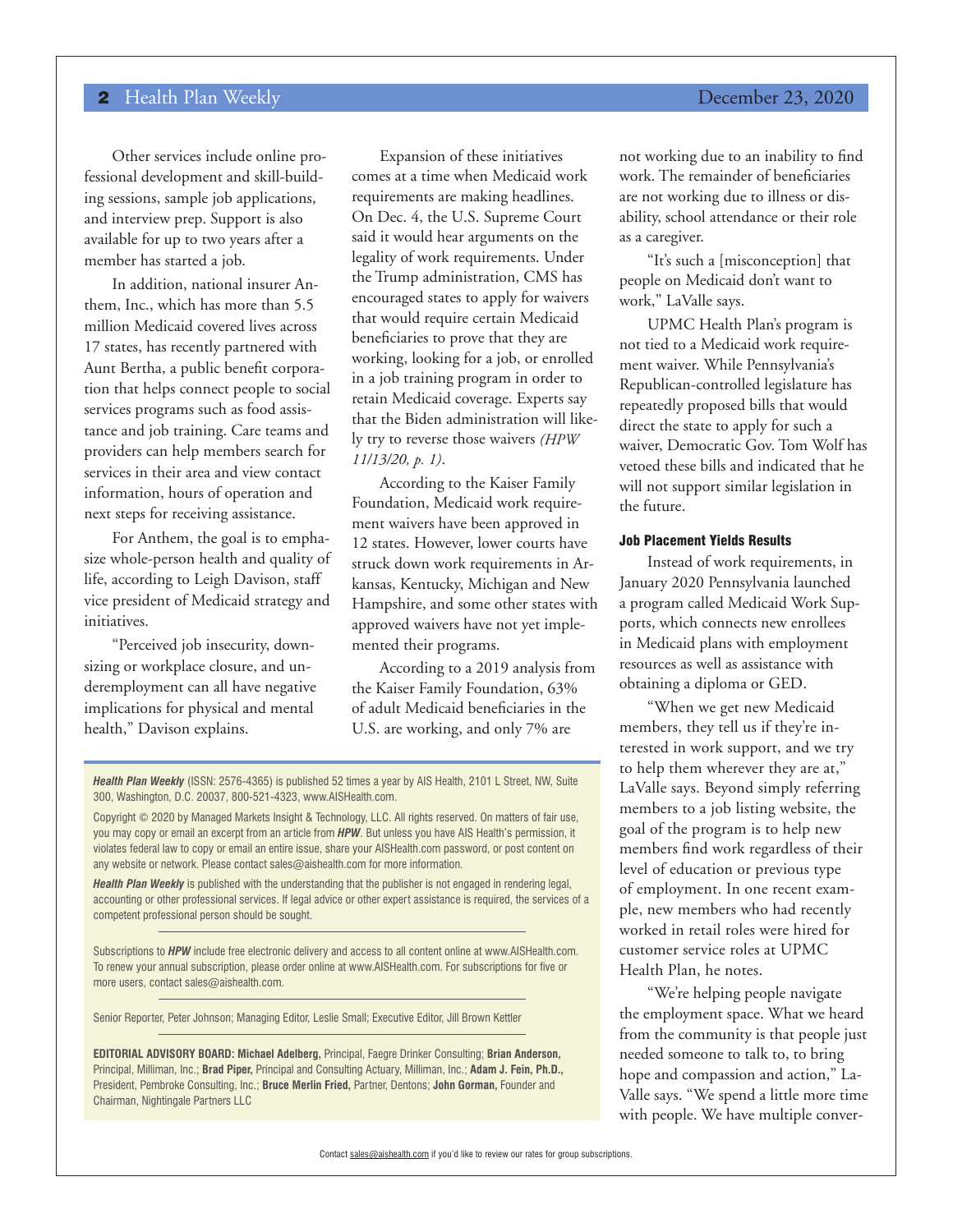Other services include online professional development and skill-building sessions, sample job applications, and interview prep. Support is also available for up to two years after a member has started a job.

In addition, national insurer Anthem, Inc., which has more than 5.5 million Medicaid covered lives across 17 states, has recently partnered with Aunt Bertha, a public benefit corporation that helps connect people to social services programs such as food assistance and job training. Care teams and providers can help members search for services in their area and view contact information, hours of operation and next steps for receiving assistance.

For Anthem, the goal is to emphasize whole-person health and quality of life, according to Leigh Davison, staff vice president of Medicaid strategy and initiatives.

"Perceived job insecurity, downsizing or workplace closure, and underemployment can all have negative implications for physical and mental health," Davison explains.

Expansion of these initiatives comes at a time when Medicaid work requirements are making headlines. On Dec. 4, the U.S. Supreme Court said it would hear arguments on the legality of work requirements. Under the Trump administration, CMS has encouraged states to apply for waivers that would require certain Medicaid beneficiaries to prove that they are working, looking for a job, or enrolled in a job training program in order to retain Medicaid coverage. Experts say that the Biden administration will likely try to reverse those waivers *(HPW 11/13/20, p. 1)*.

According to the Kaiser Family Foundation, Medicaid work requirement waivers have been approved in 12 states. However, lower courts have struck down work requirements in Arkansas, Kentucky, Michigan and New Hampshire, and some other states with approved waivers have not yet implemented their programs.

According to a 2019 analysis from the Kaiser Family Foundation, 63% of adult Medicaid beneficiaries in the U.S. are working, and only 7% are not working due to an inability to find work. The remainder of beneficiaries are not working due to illness or disability, school attendance or their role as a caregiver.

"It's such a [misconception] that people on Medicaid don't want to work," LaValle says.

UPMC Health Plan's program is not tied to a Medicaid work requirement waiver. While Pennsylvania's Republican-controlled legislature has repeatedly proposed bills that would direct the state to apply for such a waiver, Democratic Gov. Tom Wolf has vetoed these bills and indicated that he will not support similar legislation in the future.

### Job Placement Yields Results

Instead of work requirements, in January 2020 Pennsylvania launched a program called Medicaid Work Supports, which connects new enrollees in Medicaid plans with employment resources as well as assistance with obtaining a diploma or GED.

"When we get new Medicaid members, they tell us if they're interested in work support, and we try to help them wherever they are at," LaValle says. Beyond simply referring members to a job listing website, the goal of the program is to help new members find work regardless of their level of education or previous type of employment. In one recent example, new members who had recently worked in retail roles were hired for customer service roles at UPMC Health Plan, he notes.

"We're helping people navigate the employment space. What we heard from the community is that people just needed someone to talk to, to bring hope and compassion and action," LaValle says. "We spend a little more time with people. We have multiple conver-

---

***Health Plan Weekly*** (ISSN: 2576-4365) is published 52 times a year by AIS Health, 2101 L Street, NW, Suite 300, Washington, D.C. 20037, 800-521-4323, www.AISHealth.com.

Copyright © 2020 by Managed Markets Insight & Technology, LLC. All rights reserved. On matters of fair use, you may copy or email an excerpt from an article from ***HPW***. But unless you have AIS Health's permission, it violates federal law to copy or email an entire issue, share your AISHealth.com password, or post content on any website or network. Please contact sales@aishealth.com for more information.

***Health Plan Weekly*** is published with the understanding that the publisher is not engaged in rendering legal, accounting or other professional services. If legal advice or other expert assistance is required, the services of a competent professional person should be sought.

Subscriptions to ***HPW*** include free electronic delivery and access to all content online at www.AISHealth.com. To renew your annual subscription, please order online at www.AISHealth.com. For subscriptions for five or more users, contact sales@aishealth.com.

Senior Reporter, Peter Johnson; Managing Editor, Leslie Small; Executive Editor, Jill Brown Kettler

**EDITORIAL ADVISORY BOARD: Michael Adelberg,** Principal, Faegre Drinker Consulting; **Brian Anderson,** Principal, Milliman, Inc.; **Brad Piper,** Principal and Consulting Actuary, Milliman, Inc.; **Adam J. Fein, Ph.D.,** President, Pembroke Consulting, Inc.; **Bruce Merlin Fried,** Partner, Dentons; **John Gorman,** Founder and Chairman, Nightingale Partners LLC

Contact sales@aishealth.com if you'd like to review our rates for group subscriptions.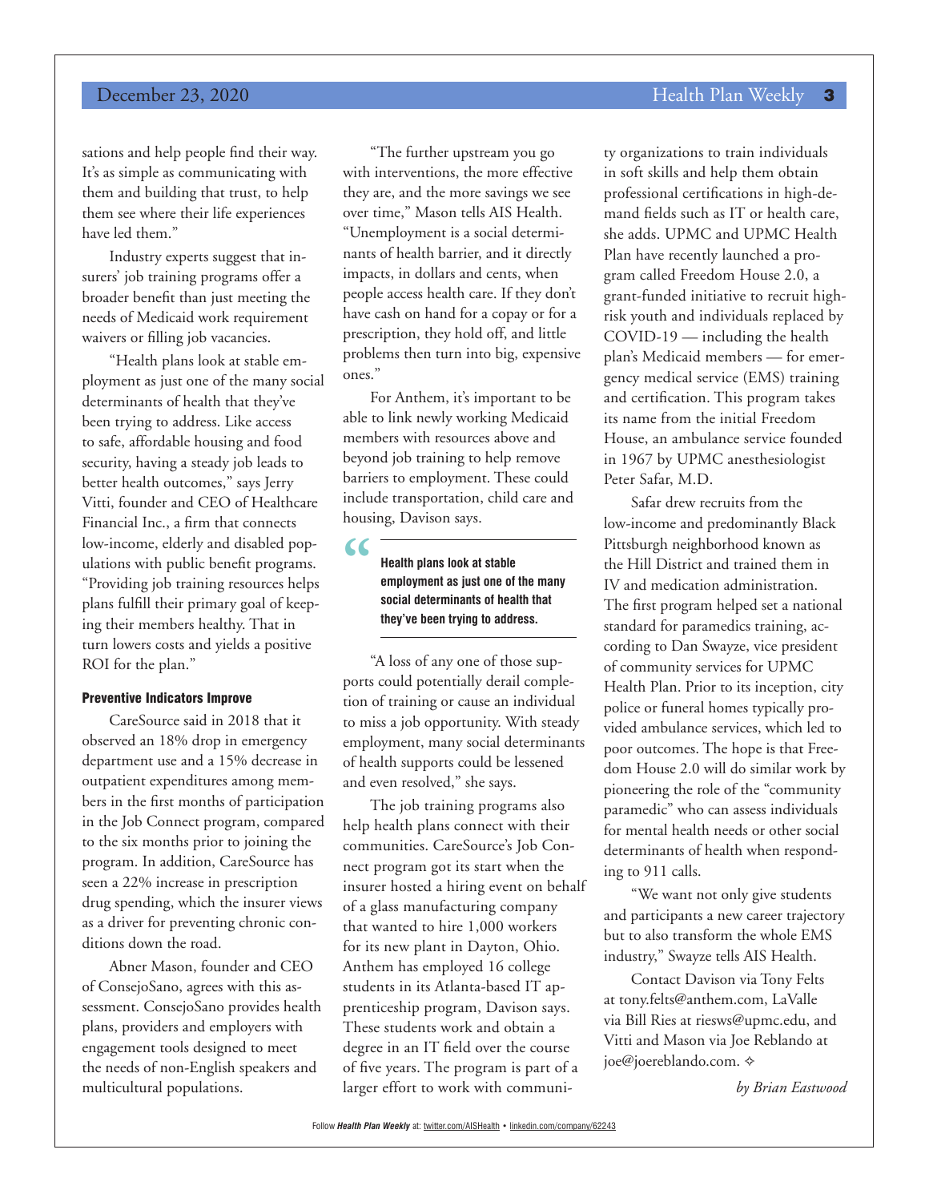sations and help people find their way. It's as simple as communicating with them and building that trust, to help them see where their life experiences have led them."

Industry experts suggest that insurers' job training programs offer a broader benefit than just meeting the needs of Medicaid work requirement waivers or filling job vacancies.

"Health plans look at stable employment as just one of the many social determinants of health that they've been trying to address. Like access to safe, affordable housing and food security, having a steady job leads to better health outcomes," says Jerry Vitti, founder and CEO of Healthcare Financial Inc., a firm that connects low-income, elderly and disabled populations with public benefit programs. "Providing job training resources helps plans fulfill their primary goal of keeping their members healthy. That in turn lowers costs and yields a positive ROI for the plan."

#### Preventive Indicators Improve

CareSource said in 2018 that it observed an 18% drop in emergency department use and a 15% decrease in outpatient expenditures among members in the first months of participation in the Job Connect program, compared to the six months prior to joining the program. In addition, CareSource has seen a 22% increase in prescription drug spending, which the insurer views as a driver for preventing chronic conditions down the road.

Abner Mason, founder and CEO of ConsejoSano, agrees with this assessment. ConsejoSano provides health plans, providers and employers with engagement tools designed to meet the needs of non-English speakers and multicultural populations.

"The further upstream you go with interventions, the more effective they are, and the more savings we see over time," Mason tells AIS Health. "Unemployment is a social determinants of health barrier, and it directly impacts, in dollars and cents, when people access health care. If they don't have cash on hand for a copay or for a prescription, they hold off, and little problems then turn into big, expensive ones."

For Anthem, it's important to be able to link newly working Medicaid members with resources above and beyond job training to help remove barriers to employment. These could include transportation, child care and housing, Davison says.

> **Health plans look at stable employment as just one of the many social determinants of health that they've been trying to address.**

"A loss of any one of those supports could potentially derail completion of training or cause an individual to miss a job opportunity. With steady employment, many social determinants of health supports could be lessened and even resolved," she says.

The job training programs also help health plans connect with their communities. CareSource's Job Connect program got its start when the insurer hosted a hiring event on behalf of a glass manufacturing company that wanted to hire 1,000 workers for its new plant in Dayton, Ohio. Anthem has employed 16 college students in its Atlanta-based IT apprenticeship program, Davison says. These students work and obtain a degree in an IT field over the course of five years. The program is part of a larger effort to work with community organizations to train individuals in soft skills and help them obtain professional certifications in high-demand fields such as IT or health care, she adds. UPMC and UPMC Health Plan have recently launched a program called Freedom House 2.0, a grant-funded initiative to recruit high-risk youth and individuals replaced by COVID-19 — including the health plan's Medicaid members — for emergency medical service (EMS) training and certification. This program takes its name from the initial Freedom House, an ambulance service founded in 1967 by UPMC anesthesiologist Peter Safar, M.D.

Safar drew recruits from the low-income and predominantly Black Pittsburgh neighborhood known as the Hill District and trained them in IV and medication administration. The first program helped set a national standard for paramedics training, according to Dan Swayze, vice president of community services for UPMC Health Plan. Prior to its inception, city police or funeral homes typically provided ambulance services, which led to poor outcomes. The hope is that Freedom House 2.0 will do similar work by pioneering the role of the "community paramedic" who can assess individuals for mental health needs or other social determinants of health when responding to 911 calls.

"We want not only give students and participants a new career trajectory but to also transform the whole EMS industry," Swayze tells AIS Health.

Contact Davison via Tony Felts at tony.felts@anthem.com, LaValle via Bill Ries at riesws@upmc.edu, and Vitti and Mason via Joe Reblando at joe@joereblando.com. ✧

*by Brian Eastwood*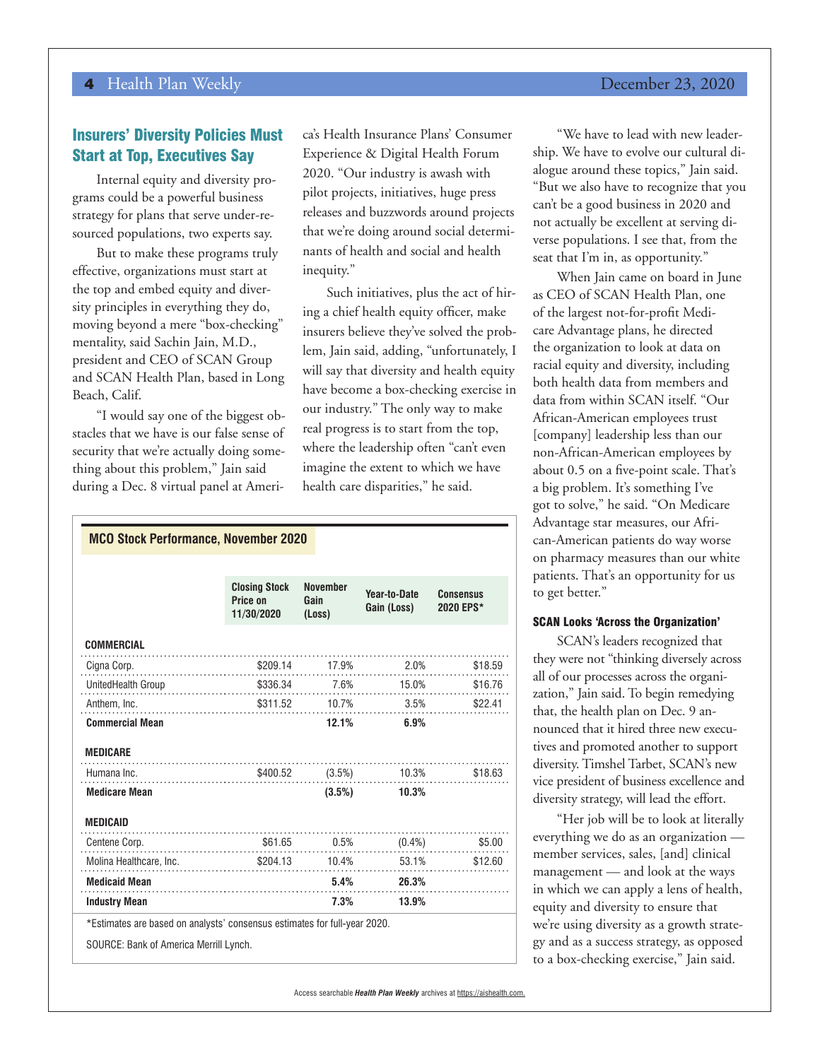## Insurers' Diversity Policies Must Start at Top, Executives Say

Internal equity and diversity programs could be a powerful business strategy for plans that serve under-resourced populations, two experts say.

But to make these programs truly effective, organizations must start at the top and embed equity and diversity principles in everything they do, moving beyond a mere "box-checking" mentality, said Sachin Jain, M.D., president and CEO of SCAN Group and SCAN Health Plan, based in Long Beach, Calif.

"I would say one of the biggest obstacles that we have is our false sense of security that we're actually doing something about this problem," Jain said during a Dec. 8 virtual panel at America's Health Insurance Plans' Consumer Experience & Digital Health Forum 2020. "Our industry is awash with pilot projects, initiatives, huge press releases and buzzwords around projects that we're doing around social determinants of health and social and health inequity."

Such initiatives, plus the act of hiring a chief health equity officer, make insurers believe they've solved the problem, Jain said, adding, "unfortunately, I will say that diversity and health equity have become a box-checking exercise in our industry." The only way to make real progress is to start from the top, where the leadership often "can't even imagine the extent to which we have health care disparities," he said.

"We have to lead with new leadership. We have to evolve our cultural dialogue around these topics," Jain said. "But we also have to recognize that you can't be a good business in 2020 and not actually be excellent at serving diverse populations. I see that, from the seat that I'm in, as opportunity."

When Jain came on board in June as CEO of SCAN Health Plan, one of the largest not-for-profit Medicare Advantage plans, he directed the organization to look at data on racial equity and diversity, including both health data from members and data from within SCAN itself. "Our African-American employees trust [company] leadership less than our non-African-American employees by about 0.5 on a five-point scale. That's a big problem. It's something I've got to solve," he said. "On Medicare Advantage star measures, our African-American patients do way worse on pharmacy measures than our white patients. That's an opportunity for us to get better."

### SCAN Looks 'Across the Organization'

SCAN's leaders recognized that they were not "thinking diversely across all of our processes across the organization," Jain said. To begin remedying that, the health plan on Dec. 9 announced that it hired three new executives and promoted another to support diversity. Timshel Tarbet, SCAN's new vice president of business excellence and diversity strategy, will lead the effort.

"Her job will be to look at literally everything we do as an organization — member services, sales, [and] clinical management — and look at the ways in which we can apply a lens of health, equity and diversity to ensure that we're using diversity as a growth strategy and as a success strategy, as opposed to a box-checking exercise," Jain said.

**MCO Stock Performance, November 2020**

| | Closing Stock Price on 11/30/2020 | November Gain (Loss) | Year-to-Date Gain (Loss) | Consensus 2020 EPS* |
|---|---|---|---|---|
| **COMMERCIAL** | | | | |
| Cigna Corp. | $209.14 | 17.9% | 2.0% | $18.59 |
| UnitedHealth Group | $336.34 | 7.6% | 15.0% | $16.76 |
| Anthem, Inc. | $311.52 | 10.7% | 3.5% | $22.41 |
| **Commercial Mean** | | **12.1%** | **6.9%** | |
| **MEDICARE** | | | | |
| Humana Inc. | $400.52 | (3.5%) | 10.3% | $18.63 |
| **Medicare Mean** | | **(3.5%)** | **10.3%** | |
| **MEDICAID** | | | | |
| Centene Corp. | $61.65 | 0.5% | (0.4%) | $5.00 |
| Molina Healthcare, Inc. | $204.13 | 10.4% | 53.1% | $12.60 |
| **Medicaid Mean** | | **5.4%** | **26.3%** | |
| **Industry Mean** | | **7.3%** | **13.9%** | |

*Estimates are based on analysts' consensus estimates for full-year 2020.

SOURCE: Bank of America Merrill Lynch.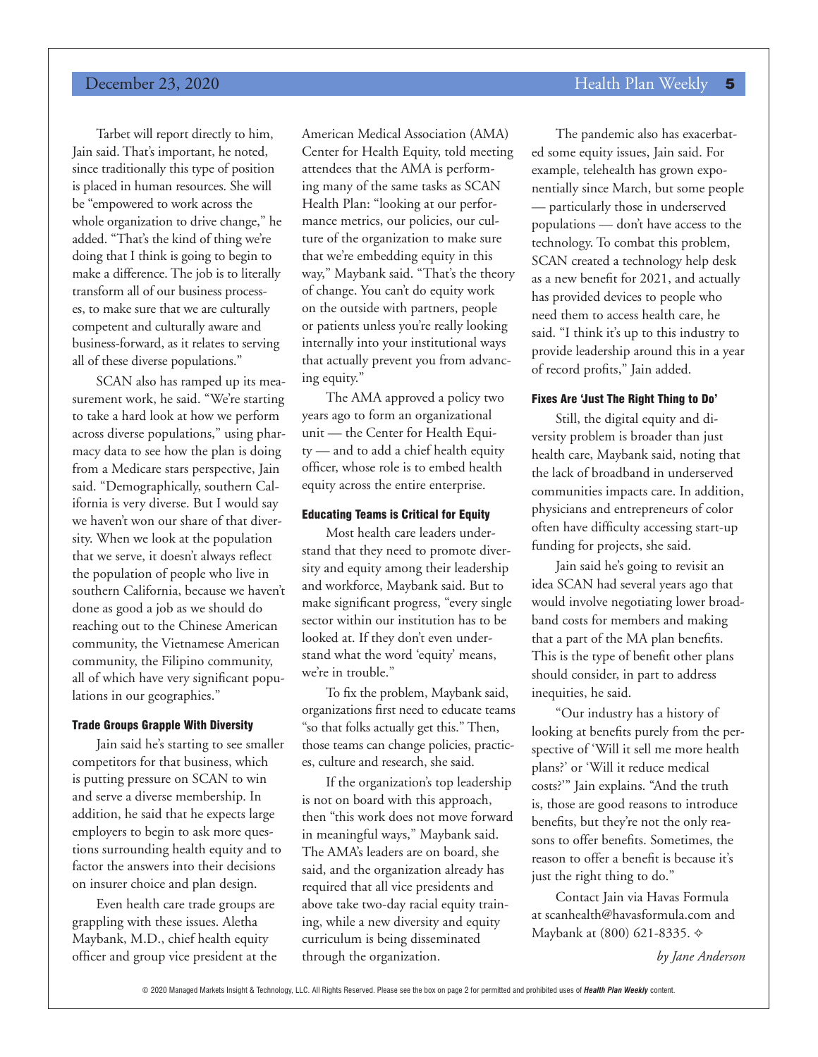Tarbet will report directly to him, Jain said. That's important, he noted, since traditionally this type of position is placed in human resources. She will be "empowered to work across the whole organization to drive change," he added. "That's the kind of thing we're doing that I think is going to begin to make a difference. The job is to literally transform all of our business processes, to make sure that we are culturally competent and culturally aware and business-forward, as it relates to serving all of these diverse populations."

SCAN also has ramped up its measurement work, he said. "We're starting to take a hard look at how we perform across diverse populations," using pharmacy data to see how the plan is doing from a Medicare stars perspective, Jain said. "Demographically, southern California is very diverse. But I would say we haven't won our share of that diversity. When we look at the population that we serve, it doesn't always reflect the population of people who live in southern California, because we haven't done as good a job as we should do reaching out to the Chinese American community, the Vietnamese American community, the Filipino community, all of which have very significant populations in our geographies."

### Trade Groups Grapple With Diversity

Jain said he's starting to see smaller competitors for that business, which is putting pressure on SCAN to win and serve a diverse membership. In addition, he said that he expects large employers to begin to ask more questions surrounding health equity and to factor the answers into their decisions on insurer choice and plan design.

Even health care trade groups are grappling with these issues. Aletha Maybank, M.D., chief health equity officer and group vice president at the American Medical Association (AMA) Center for Health Equity, told meeting attendees that the AMA is performing many of the same tasks as SCAN Health Plan: "looking at our performance metrics, our policies, our culture of the organization to make sure that we're embedding equity in this way," Maybank said. "That's the theory of change. You can't do equity work on the outside with partners, people or patients unless you're really looking internally into your institutional ways that actually prevent you from advancing equity."

The AMA approved a policy two years ago to form an organizational unit — the Center for Health Equity — and to add a chief health equity officer, whose role is to embed health equity across the entire enterprise.

### Educating Teams is Critical for Equity

Most health care leaders understand that they need to promote diversity and equity among their leadership and workforce, Maybank said. But to make significant progress, "every single sector within our institution has to be looked at. If they don't even understand what the word 'equity' means, we're in trouble."

To fix the problem, Maybank said, organizations first need to educate teams "so that folks actually get this." Then, those teams can change policies, practices, culture and research, she said.

If the organization's top leadership is not on board with this approach, then "this work does not move forward in meaningful ways," Maybank said. The AMA's leaders are on board, she said, and the organization already has required that all vice presidents and above take two-day racial equity training, while a new diversity and equity curriculum is being disseminated through the organization.

The pandemic also has exacerbated some equity issues, Jain said. For example, telehealth has grown exponentially since March, but some people — particularly those in underserved populations — don't have access to the technology. To combat this problem, SCAN created a technology help desk as a new benefit for 2021, and actually has provided devices to people who need them to access health care, he said. "I think it's up to this industry to provide leadership around this in a year of record profits," Jain added.

### Fixes Are 'Just The Right Thing to Do'

Still, the digital equity and diversity problem is broader than just health care, Maybank said, noting that the lack of broadband in underserved communities impacts care. In addition, physicians and entrepreneurs of color often have difficulty accessing start-up funding for projects, she said.

Jain said he's going to revisit an idea SCAN had several years ago that would involve negotiating lower broadband costs for members and making that a part of the MA plan benefits. This is the type of benefit other plans should consider, in part to address inequities, he said.

"Our industry has a history of looking at benefits purely from the perspective of 'Will it sell me more health plans?' or 'Will it reduce medical costs?'" Jain explains. "And the truth is, those are good reasons to introduce benefits, but they're not the only reasons to offer benefits. Sometimes, the reason to offer a benefit is because it's just the right thing to do."

Contact Jain via Havas Formula at scanhealth@havasformula.com and Maybank at (800) 621-8335. ✧

*by Jane Anderson*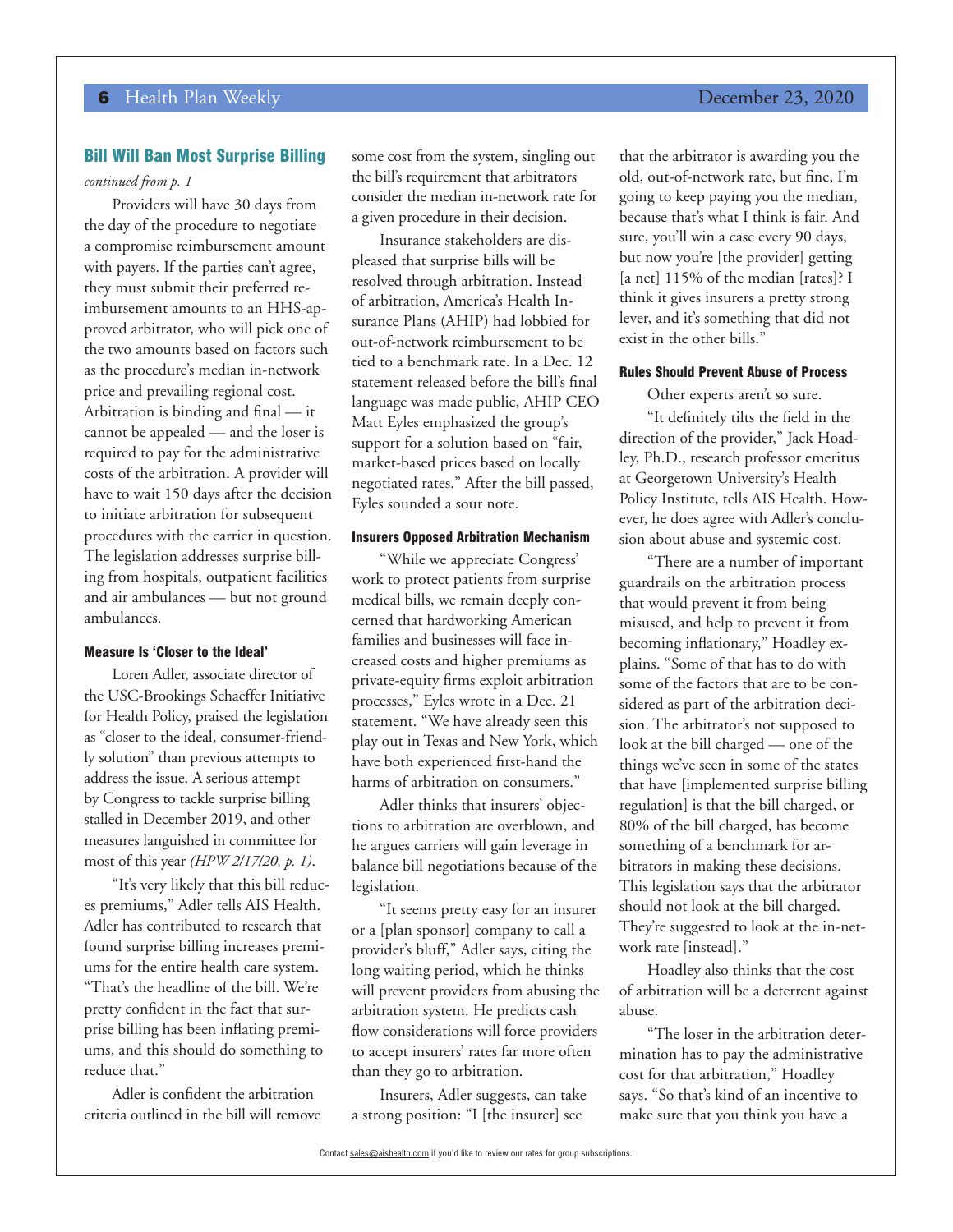## Bill Will Ban Most Surprise Billing

*continued from p. 1*

Providers will have 30 days from the day of the procedure to negotiate a compromise reimbursement amount with payers. If the parties can't agree, they must submit their preferred reimbursement amounts to an HHS-approved arbitrator, who will pick one of the two amounts based on factors such as the procedure's median in-network price and prevailing regional cost. Arbitration is binding and final — it cannot be appealed — and the loser is required to pay for the administrative costs of the arbitration. A provider will have to wait 150 days after the decision to initiate arbitration for subsequent procedures with the carrier in question. The legislation addresses surprise billing from hospitals, outpatient facilities and air ambulances — but not ground ambulances.

### Measure Is 'Closer to the Ideal'

Loren Adler, associate director of the USC-Brookings Schaeffer Initiative for Health Policy, praised the legislation as "closer to the ideal, consumer-friendly solution" than previous attempts to address the issue. A serious attempt by Congress to tackle surprise billing stalled in December 2019, and other measures languished in committee for most of this year *(HPW 2/17/20, p. 1)*.

"It's very likely that this bill reduces premiums," Adler tells AIS Health. Adler has contributed to research that found surprise billing increases premiums for the entire health care system. "That's the headline of the bill. We're pretty confident in the fact that surprise billing has been inflating premiums, and this should do something to reduce that."

Adler is confident the arbitration criteria outlined in the bill will remove some cost from the system, singling out the bill's requirement that arbitrators consider the median in-network rate for a given procedure in their decision.

Insurance stakeholders are displeased that surprise bills will be resolved through arbitration. Instead of arbitration, America's Health Insurance Plans (AHIP) had lobbied for out-of-network reimbursement to be tied to a benchmark rate. In a Dec. 12 statement released before the bill's final language was made public, AHIP CEO Matt Eyles emphasized the group's support for a solution based on "fair, market-based prices based on locally negotiated rates." After the bill passed, Eyles sounded a sour note.

### Insurers Opposed Arbitration Mechanism

"While we appreciate Congress' work to protect patients from surprise medical bills, we remain deeply concerned that hardworking American families and businesses will face increased costs and higher premiums as private-equity firms exploit arbitration processes," Eyles wrote in a Dec. 21 statement. "We have already seen this play out in Texas and New York, which have both experienced first-hand the harms of arbitration on consumers."

Adler thinks that insurers' objections to arbitration are overblown, and he argues carriers will gain leverage in balance bill negotiations because of the legislation.

"It seems pretty easy for an insurer or a [plan sponsor] company to call a provider's bluff," Adler says, citing the long waiting period, which he thinks will prevent providers from abusing the arbitration system. He predicts cash flow considerations will force providers to accept insurers' rates far more often than they go to arbitration.

Insurers, Adler suggests, can take a strong position: "I [the insurer] see that the arbitrator is awarding you the old, out-of-network rate, but fine, I'm going to keep paying you the median, because that's what I think is fair. And sure, you'll win a case every 90 days, but now you're [the provider] getting [a net] 115% of the median [rates]? I think it gives insurers a pretty strong lever, and it's something that did not exist in the other bills."

### Rules Should Prevent Abuse of Process

Other experts aren't so sure.

"It definitely tilts the field in the direction of the provider," Jack Hoadley, Ph.D., research professor emeritus at Georgetown University's Health Policy Institute, tells AIS Health. However, he does agree with Adler's conclusion about abuse and systemic cost.

"There are a number of important guardrails on the arbitration process that would prevent it from being misused, and help to prevent it from becoming inflationary," Hoadley explains. "Some of that has to do with some of the factors that are to be considered as part of the arbitration decision. The arbitrator's not supposed to look at the bill charged — one of the things we've seen in some of the states that have [implemented surprise billing regulation] is that the bill charged, or 80% of the bill charged, has become something of a benchmark for arbitrators in making these decisions. This legislation says that the arbitrator should not look at the bill charged. They're suggested to look at the in-network rate [instead]."

Hoadley also thinks that the cost of arbitration will be a deterrent against abuse.

"The loser in the arbitration determination has to pay the administrative cost for that arbitration," Hoadley says. "So that's kind of an incentive to make sure that you think you have a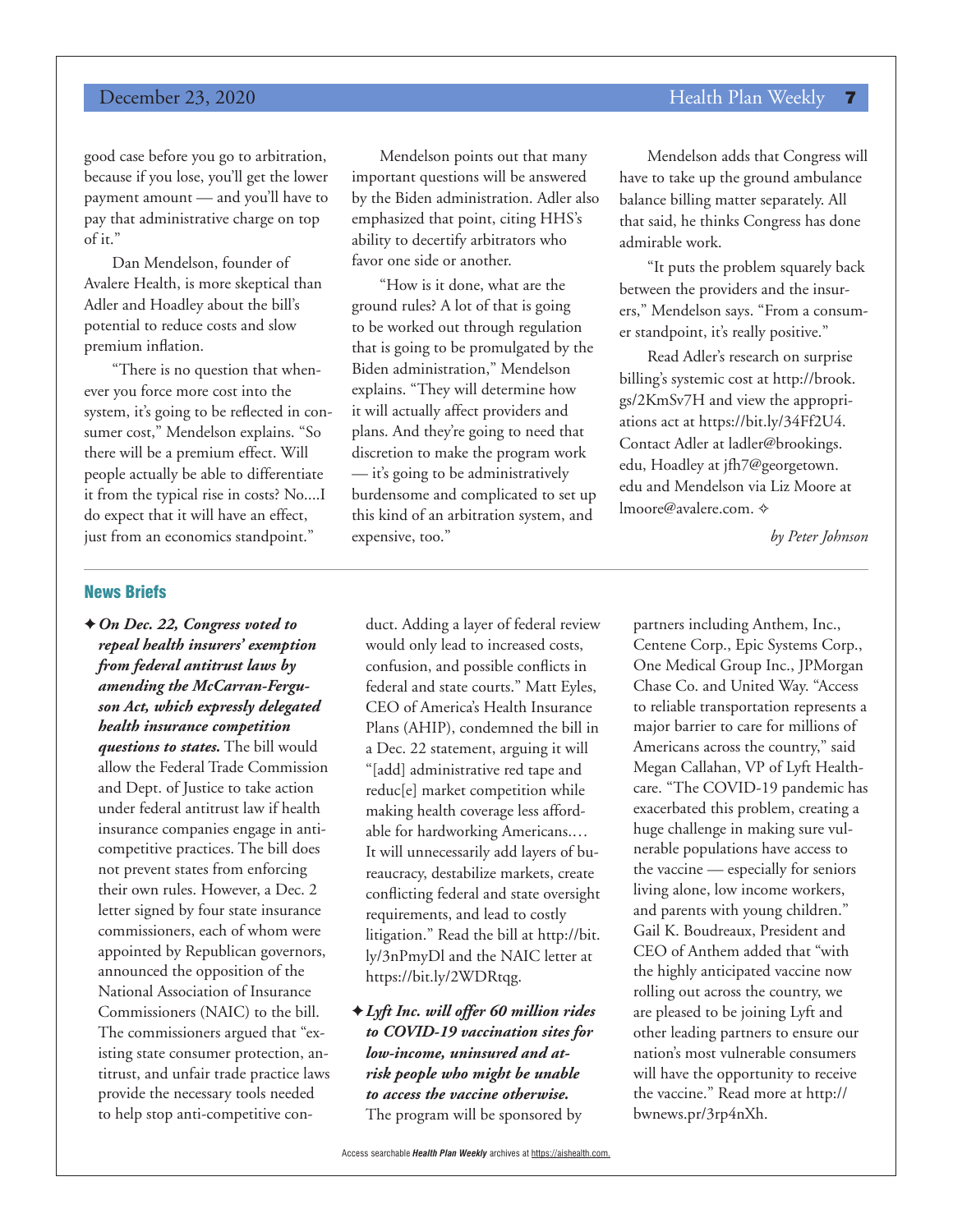good case before you go to arbitration, because if you lose, you'll get the lower payment amount — and you'll have to pay that administrative charge on top of it."

Dan Mendelson, founder of Avalere Health, is more skeptical than Adler and Hoadley about the bill's potential to reduce costs and slow premium inflation.

"There is no question that whenever you force more cost into the system, it's going to be reflected in consumer cost," Mendelson explains. "So there will be a premium effect. Will people actually be able to differentiate it from the typical rise in costs? No....I do expect that it will have an effect, just from an economics standpoint."

Mendelson points out that many important questions will be answered by the Biden administration. Adler also emphasized that point, citing HHS's ability to decertify arbitrators who favor one side or another.

"How is it done, what are the ground rules? A lot of that is going to be worked out through regulation that is going to be promulgated by the Biden administration," Mendelson explains. "They will determine how it will actually affect providers and plans. And they're going to need that discretion to make the program work — it's going to be administratively burdensome and complicated to set up this kind of an arbitration system, and expensive, too."

Mendelson adds that Congress will have to take up the ground ambulance balance billing matter separately. All that said, he thinks Congress has done admirable work.

"It puts the problem squarely back between the providers and the insurers," Mendelson says. "From a consumer standpoint, it's really positive."

Read Adler's research on surprise billing's systemic cost at http://brook.gs/2KmSv7H and view the appropriations act at https://bit.ly/34Ff2U4. Contact Adler at ladler@brookings.edu, Hoadley at jfh7@georgetown.edu and Mendelson via Liz Moore at lmoore@avalere.com. ✧

*by Peter Johnson*

## News Briefs

✦ ***On Dec. 22, Congress voted to repeal health insurers' exemption from federal antitrust laws by amending the McCarran-Ferguson Act, which expressly delegated health insurance competition questions to states.*** The bill would allow the Federal Trade Commission and Dept. of Justice to take action under federal antitrust law if health insurance companies engage in anti-competitive practices. The bill does not prevent states from enforcing their own rules. However, a Dec. 2 letter signed by four state insurance commissioners, each of whom were appointed by Republican governors, announced the opposition of the National Association of Insurance Commissioners (NAIC) to the bill. The commissioners argued that "existing state consumer protection, antitrust, and unfair trade practice laws provide the necessary tools needed to help stop anti-competitive conduct. Adding a layer of federal review would only lead to increased costs, confusion, and possible conflicts in federal and state courts." Matt Eyles, CEO of America's Health Insurance Plans (AHIP), condemned the bill in a Dec. 22 statement, arguing it will "[add] administrative red tape and reduc[e] market competition while making health coverage less affordable for hardworking Americans.… It will unnecessarily add layers of bureaucracy, destabilize markets, create conflicting federal and state oversight requirements, and lead to costly litigation." Read the bill at http://bit.ly/3nPmyDl and the NAIC letter at https://bit.ly/2WDRtqg.

✦ ***Lyft Inc. will offer 60 million rides to COVID-19 vaccination sites for low-income, uninsured and at-risk people who might be unable to access the vaccine otherwise.*** The program will be sponsored by partners including Anthem, Inc., Centene Corp., Epic Systems Corp., One Medical Group Inc., JPMorgan Chase Co. and United Way. "Access to reliable transportation represents a major barrier to care for millions of Americans across the country," said Megan Callahan, VP of Lyft Healthcare. "The COVID-19 pandemic has exacerbated this problem, creating a huge challenge in making sure vulnerable populations have access to the vaccine — especially for seniors living alone, low income workers, and parents with young children." Gail K. Boudreaux, President and CEO of Anthem added that "with the highly anticipated vaccine now rolling out across the country, we are pleased to be joining Lyft and other leading partners to ensure our nation's most vulnerable consumers will have the opportunity to receive the vaccine." Read more at http://bwnews.pr/3rp4nXh.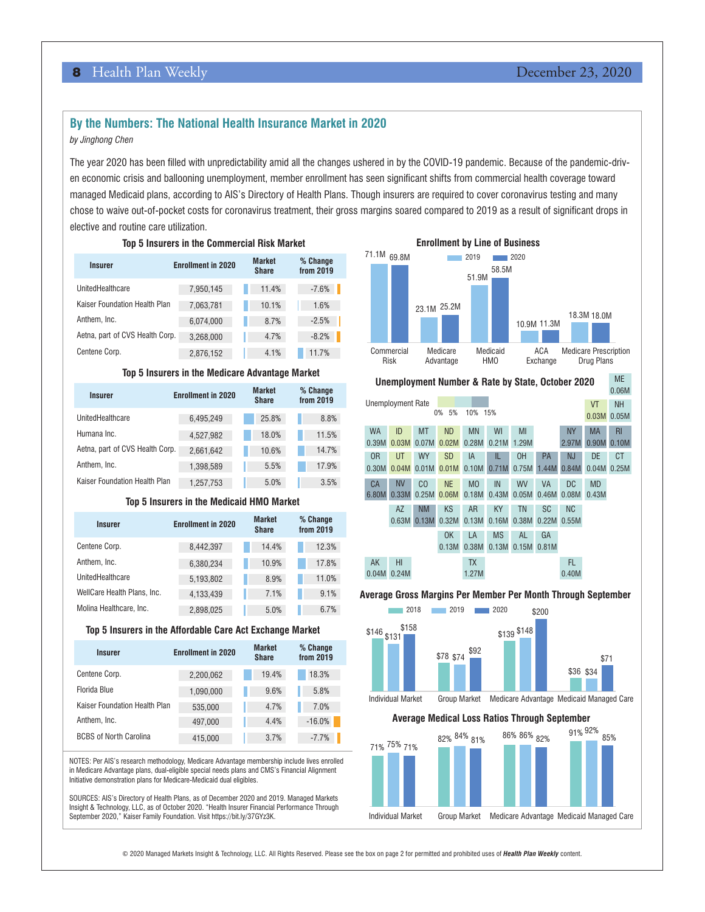## By the Numbers: The National Health Insurance Market in 2020

*by Jinghong Chen*

The year 2020 has been filled with unpredictability amid all the changes ushered in by the COVID-19 pandemic. Because of the pandemic-driven economic crisis and ballooning unemployment, member enrollment has seen significant shifts from commercial health coverage toward managed Medicaid plans, according to AIS's Directory of Health Plans. Though insurers are required to cover coronavirus testing and many chose to waive out-of-pocket costs for coronavirus treatment, their gross margins soared compared to 2019 as a result of significant drops in elective and routine care utilization.

### Top 5 Insurers in the Commercial Risk Market

| Insurer | Enrollment in 2020 | Market Share | % Change from 2019 |
|---|---|---|---|
| UnitedHealthcare | 7,950,145 | 11.4% | -7.6% |
| Kaiser Foundation Health Plan | 7,063,781 | 10.1% | 1.6% |
| Anthem, Inc. | 6,074,000 | 8.7% | -2.5% |
| Aetna, part of CVS Health Corp. | 3,268,000 | 4.7% | -8.2% |
| Centene Corp. | 2,876,152 | 4.1% | 11.7% |

### Top 5 Insurers in the Medicare Advantage Market

| Insurer | Enrollment in 2020 | Market Share | % Change from 2019 |
|---|---|---|---|
| UnitedHealthcare | 6,495,249 | 25.8% | 8.8% |
| Humana Inc. | 4,527,982 | 18.0% | 11.5% |
| Aetna, part of CVS Health Corp. | 2,661,642 | 10.6% | 14.7% |
| Anthem, Inc. | 1,398,589 | 5.5% | 17.9% |
| Kaiser Foundation Health Plan | 1,257,753 | 5.0% | 3.5% |

### Top 5 Insurers in the Medicaid HMO Market

| Insurer | Enrollment in 2020 | Market Share | % Change from 2019 |
|---|---|---|---|
| Centene Corp. | 8,442,397 | 14.4% | 12.3% |
| Anthem, Inc. | 6,380,234 | 10.9% | 17.8% |
| UnitedHealthcare | 5,193,802 | 8.9% | 11.0% |
| WellCare Health Plans, Inc. | 4,133,439 | 7.1% | 9.1% |
| Molina Healthcare, Inc. | 2,898,025 | 5.0% | 6.7% |

### Top 5 Insurers in the Affordable Care Act Exchange Market

| Insurer | Enrollment in 2020 | Market Share | % Change from 2019 |
|---|---|---|---|
| Centene Corp. | 2,200,062 | 19.4% | 18.3% |
| Florida Blue | 1,090,000 | 9.6% | 5.8% |
| Kaiser Foundation Health Plan | 535,000 | 4.7% | 7.0% |
| Anthem, Inc. | 497,000 | 4.4% | -16.0% |
| BCBS of North Carolina | 415,000 | 3.7% | -7.7% |

NOTES: Per AIS's research methodology, Medicare Advantage membership include lives enrolled in Medicare Advantage plans, dual-eligible special needs plans and CMS's Financial Alignment Initiative demonstration plans for Medicare-Medicaid dual eligibles.

SOURCES: AIS's Directory of Health Plans, as of December 2020 and 2019. Managed Markets Insight & Technology, LLC, as of October 2020. "Health Insurer Financial Performance Through September 2020," Kaiser Family Foundation. Visit https://bit.ly/37GYz3K.

### Enrollment by Line of Business

2019 | 2020

Commercial Risk: 71.1M 69.8M
Medicare Advantage: 23.1M 25.2M
Medicaid HMO: 51.9M 58.5M
ACA Exchange: 10.9M 11.3M
Medicare Prescription Drug Plans: 18.3M 18.0M

### Unemployment Number & Rate by State, October 2020

Unemployment Rate: 0% 5% 10% 15%

ME 0.06M
VT 0.03M, NH 0.05M
WA 0.39M, ID 0.03M, MT 0.07M, ND 0.02M, MN 0.28M, WI 0.21M, MI 1.29M, NY 2.97M, MA 0.90M, RI 0.10M
OR 0.30M, UT 0.04M, WY 0.01M, SD 0.01M, IA 0.10M, IL 0.71M, OH 0.75M, PA 1.44M, NJ 0.84M, DE 0.04M, CT 0.25M
CA 6.80M, NV 0.33M, CO 0.25M, NE 0.06M, MO 0.18M, IN 0.43M, WV 0.05M, VA 0.46M, DC 0.08M, MD 0.43M
AZ 0.63M, NM 0.13M, KS 0.32M, AR 0.13M, KY 0.16M, TN 0.38M, SC 0.22M, NC 0.55M
OK 0.13M, LA 0.38M, MS 0.13M, AL 0.15M, GA 0.81M
AK 0.04M, HI 0.24M, TX 1.27M, FL 0.40M

### Average Gross Margins Per Member Per Month Through September

2018 | 2019 | 2020

Individual Market: $146 $131 $158
Group Market: $78 $74 $92
Medicare Advantage: $139 $148 $200
Medicaid Managed Care: $36 $34 $71

### Average Medical Loss Ratios Through September

Individual Market: 71% 75% 71%
Group Market: 82% 84% 81%
Medicare Advantage: 86% 86% 82%
Medicaid Managed Care: 91% 92% 85%

© 2020 Managed Markets Insight & Technology, LLC. All Rights Reserved. Please see the box on page 2 for permitted and prohibited uses of ***Health Plan Weekly*** content.